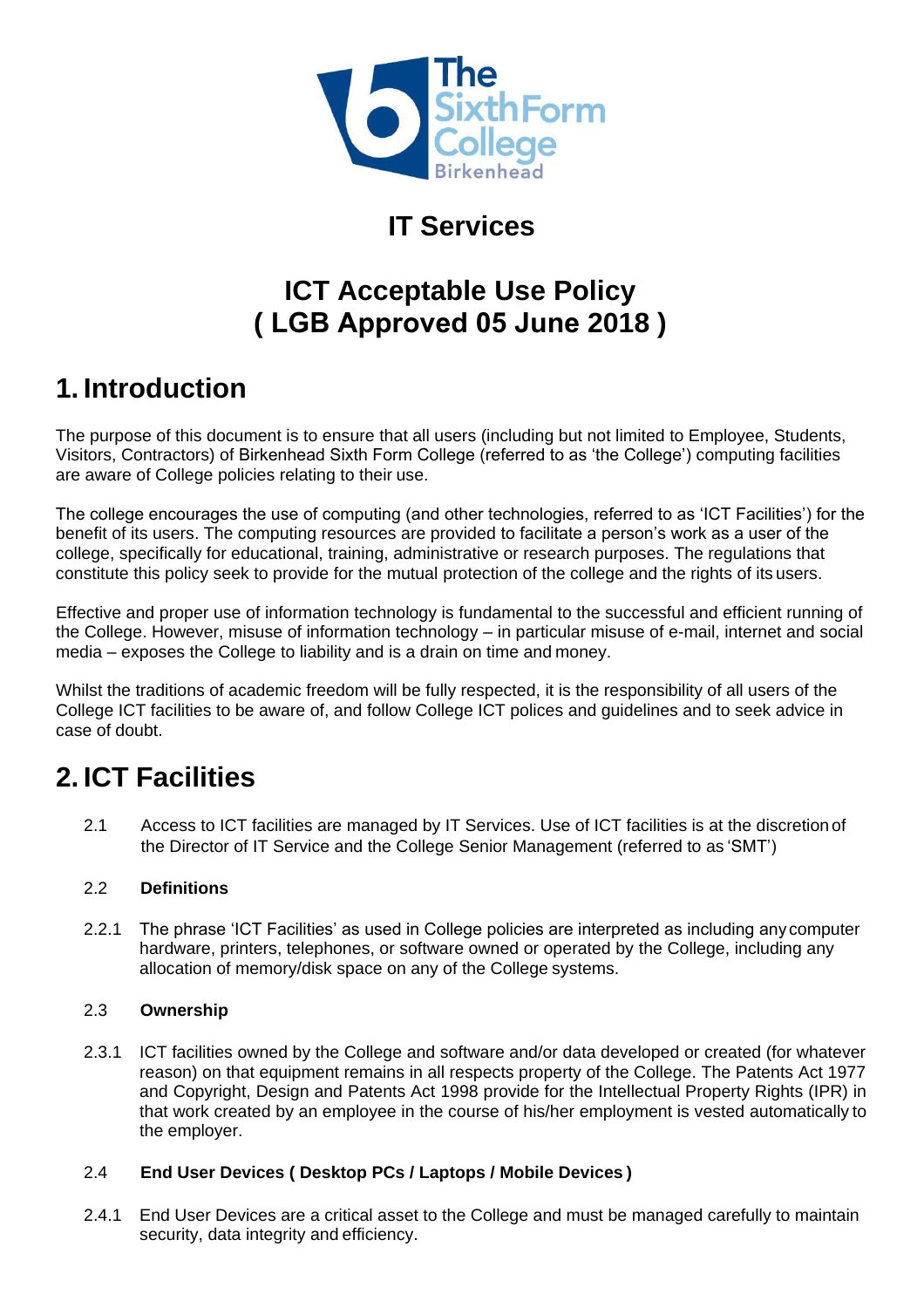# IT Services

# ICT Acceptable Use Policy
# ( LGB Approved 05 June 2018 )

## 1. Introduction

The purpose of this document is to ensure that all users (including but not limited to Employee, Students, Visitors, Contractors) of Birkenhead Sixth Form College (referred to as 'the College') computing facilities are aware of College policies relating to their use.

The college encourages the use of computing (and other technologies, referred to as 'ICT Facilities') for the benefit of its users. The computing resources are provided to facilitate a person's work as a user of the college, specifically for educational, training, administrative or research purposes. The regulations that constitute this policy seek to provide for the mutual protection of the college and the rights of its users.

Effective and proper use of information technology is fundamental to the successful and efficient running of the College. However, misuse of information technology – in particular misuse of e-mail, internet and social media – exposes the College to liability and is a drain on time and money.

Whilst the traditions of academic freedom will be fully respected, it is the responsibility of all users of the College ICT facilities to be aware of, and follow College ICT polices and guidelines and to seek advice in case of doubt.

## 2. ICT Facilities

2.1 Access to ICT facilities are managed by IT Services. Use of ICT facilities is at the discretion of the Director of IT Service and the College Senior Management (referred to as 'SMT')

2.2 **Definitions**

2.2.1 The phrase 'ICT Facilities' as used in College policies are interpreted as including any computer hardware, printers, telephones, or software owned or operated by the College, including any allocation of memory/disk space on any of the College systems.

2.3 **Ownership**

2.3.1 ICT facilities owned by the College and software and/or data developed or created (for whatever reason) on that equipment remains in all respects property of the College. The Patents Act 1977 and Copyright, Design and Patents Act 1998 provide for the Intellectual Property Rights (IPR) in that work created by an employee in the course of his/her employment is vested automatically to the employer.

2.4 **End User Devices ( Desktop PCs / Laptops / Mobile Devices )**

2.4.1 End User Devices are a critical asset to the College and must be managed carefully to maintain security, data integrity and efficiency.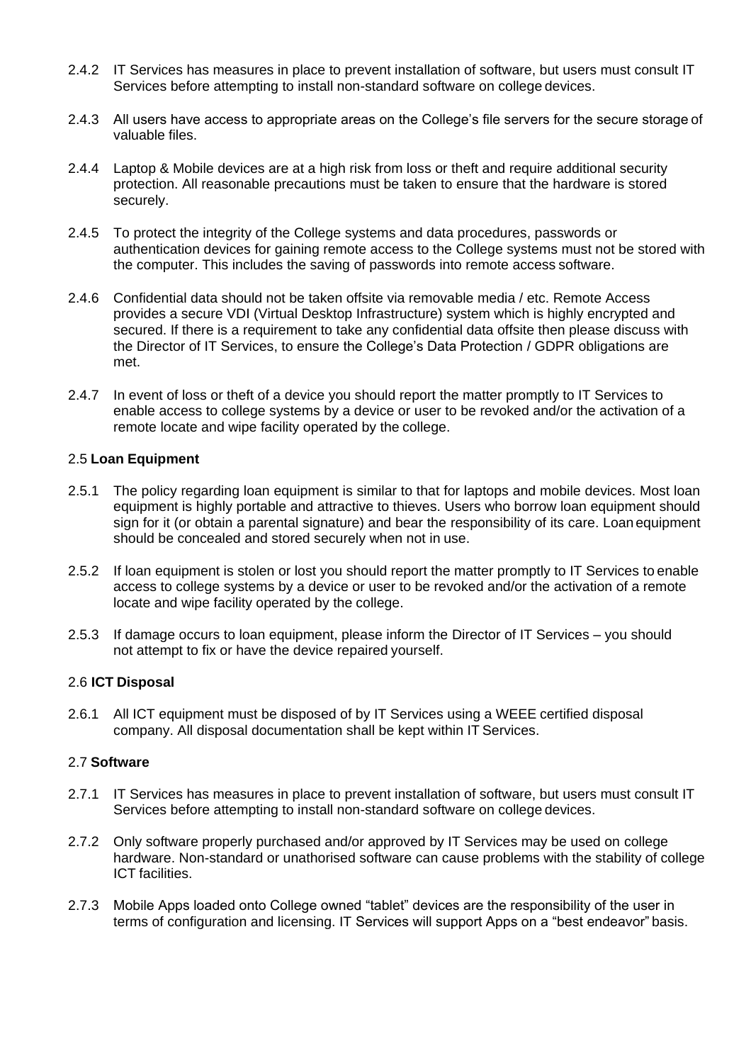2.4.2 IT Services has measures in place to prevent installation of software, but users must consult IT Services before attempting to install non-standard software on college devices.

2.4.3 All users have access to appropriate areas on the College's file servers for the secure storage of valuable files.

2.4.4 Laptop & Mobile devices are at a high risk from loss or theft and require additional security protection. All reasonable precautions must be taken to ensure that the hardware is stored securely.

2.4.5 To protect the integrity of the College systems and data procedures, passwords or authentication devices for gaining remote access to the College systems must not be stored with the computer. This includes the saving of passwords into remote access software.

2.4.6 Confidential data should not be taken offsite via removable media / etc. Remote Access provides a secure VDI (Virtual Desktop Infrastructure) system which is highly encrypted and secured. If there is a requirement to take any confidential data offsite then please discuss with the Director of IT Services, to ensure the College's Data Protection / GDPR obligations are met.

2.4.7 In event of loss or theft of a device you should report the matter promptly to IT Services to enable access to college systems by a device or user to be revoked and/or the activation of a remote locate and wipe facility operated by the college.

### 2.5 **Loan Equipment**

2.5.1 The policy regarding loan equipment is similar to that for laptops and mobile devices. Most loan equipment is highly portable and attractive to thieves. Users who borrow loan equipment should sign for it (or obtain a parental signature) and bear the responsibility of its care. Loan equipment should be concealed and stored securely when not in use.

2.5.2 If loan equipment is stolen or lost you should report the matter promptly to IT Services to enable access to college systems by a device or user to be revoked and/or the activation of a remote locate and wipe facility operated by the college.

2.5.3 If damage occurs to loan equipment, please inform the Director of IT Services – you should not attempt to fix or have the device repaired yourself.

### 2.6 **ICT Disposal**

2.6.1 All ICT equipment must be disposed of by IT Services using a WEEE certified disposal company. All disposal documentation shall be kept within IT Services.

### 2.7 **Software**

2.7.1 IT Services has measures in place to prevent installation of software, but users must consult IT Services before attempting to install non-standard software on college devices.

2.7.2 Only software properly purchased and/or approved by IT Services may be used on college hardware. Non-standard or unathorised software can cause problems with the stability of college ICT facilities.

2.7.3 Mobile Apps loaded onto College owned "tablet" devices are the responsibility of the user in terms of configuration and licensing. IT Services will support Apps on a "best endeavor" basis.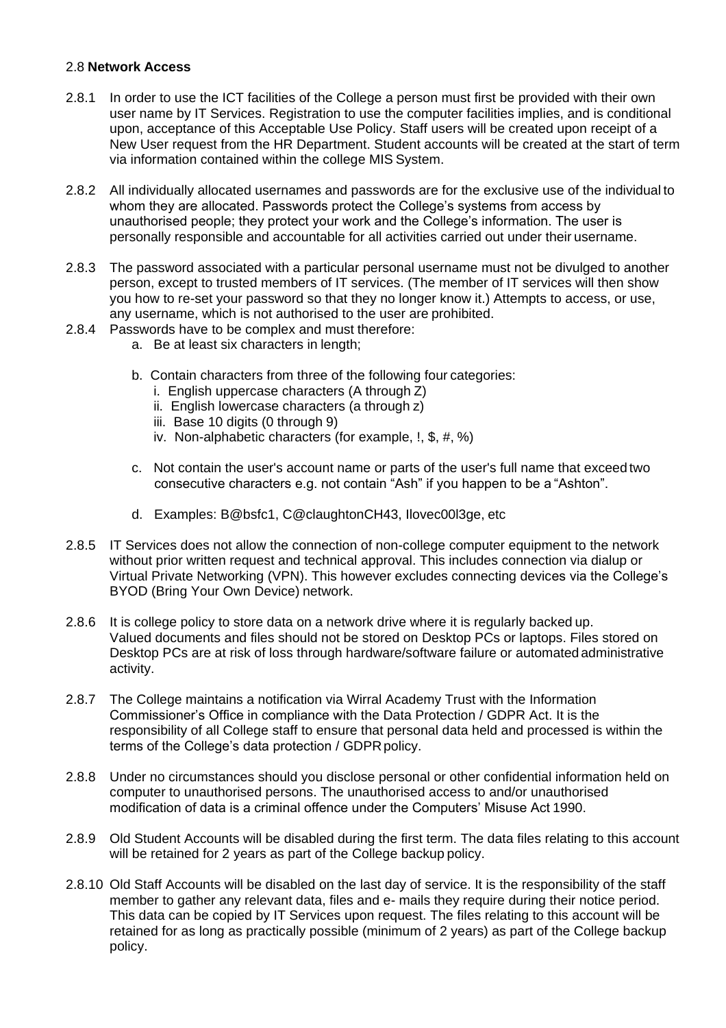## 2.8 **Network Access**

2.8.1 In order to use the ICT facilities of the College a person must first be provided with their own user name by IT Services. Registration to use the computer facilities implies, and is conditional upon, acceptance of this Acceptable Use Policy. Staff users will be created upon receipt of a New User request from the HR Department. Student accounts will be created at the start of term via information contained within the college MIS System.

2.8.2 All individually allocated usernames and passwords are for the exclusive use of the individual to whom they are allocated. Passwords protect the College's systems from access by unauthorised people; they protect your work and the College's information. The user is personally responsible and accountable for all activities carried out under their username.

2.8.3 The password associated with a particular personal username must not be divulged to another person, except to trusted members of IT services. (The member of IT services will then show you how to re-set your password so that they no longer know it.) Attempts to access, or use, any username, which is not authorised to the user are prohibited.

2.8.4 Passwords have to be complex and must therefore:

a. Be at least six characters in length;

b. Contain characters from three of the following four categories:
   - i. English uppercase characters (A through Z)
   - ii. English lowercase characters (a through z)
   - iii. Base 10 digits (0 through 9)
   - iv. Non-alphabetic characters (for example, !, $, #, %)

c. Not contain the user's account name or parts of the user's full name that exceed two consecutive characters e.g. not contain "Ash" if you happen to be a "Ashton".

d. Examples: B@bsfc1, C@claughtonCH43, Ilovec00l3ge, etc

2.8.5 IT Services does not allow the connection of non-college computer equipment to the network without prior written request and technical approval. This includes connection via dialup or Virtual Private Networking (VPN). This however excludes connecting devices via the College's BYOD (Bring Your Own Device) network.

2.8.6 It is college policy to store data on a network drive where it is regularly backed up. Valued documents and files should not be stored on Desktop PCs or laptops. Files stored on Desktop PCs are at risk of loss through hardware/software failure or automated administrative activity.

2.8.7 The College maintains a notification via Wirral Academy Trust with the Information Commissioner's Office in compliance with the Data Protection / GDPR Act. It is the responsibility of all College staff to ensure that personal data held and processed is within the terms of the College's data protection / GDPR policy.

2.8.8 Under no circumstances should you disclose personal or other confidential information held on computer to unauthorised persons. The unauthorised access to and/or unauthorised modification of data is a criminal offence under the Computers' Misuse Act 1990.

2.8.9 Old Student Accounts will be disabled during the first term. The data files relating to this account will be retained for 2 years as part of the College backup policy.

2.8.10 Old Staff Accounts will be disabled on the last day of service. It is the responsibility of the staff member to gather any relevant data, files and e- mails they require during their notice period. This data can be copied by IT Services upon request. The files relating to this account will be retained for as long as practically possible (minimum of 2 years) as part of the College backup policy.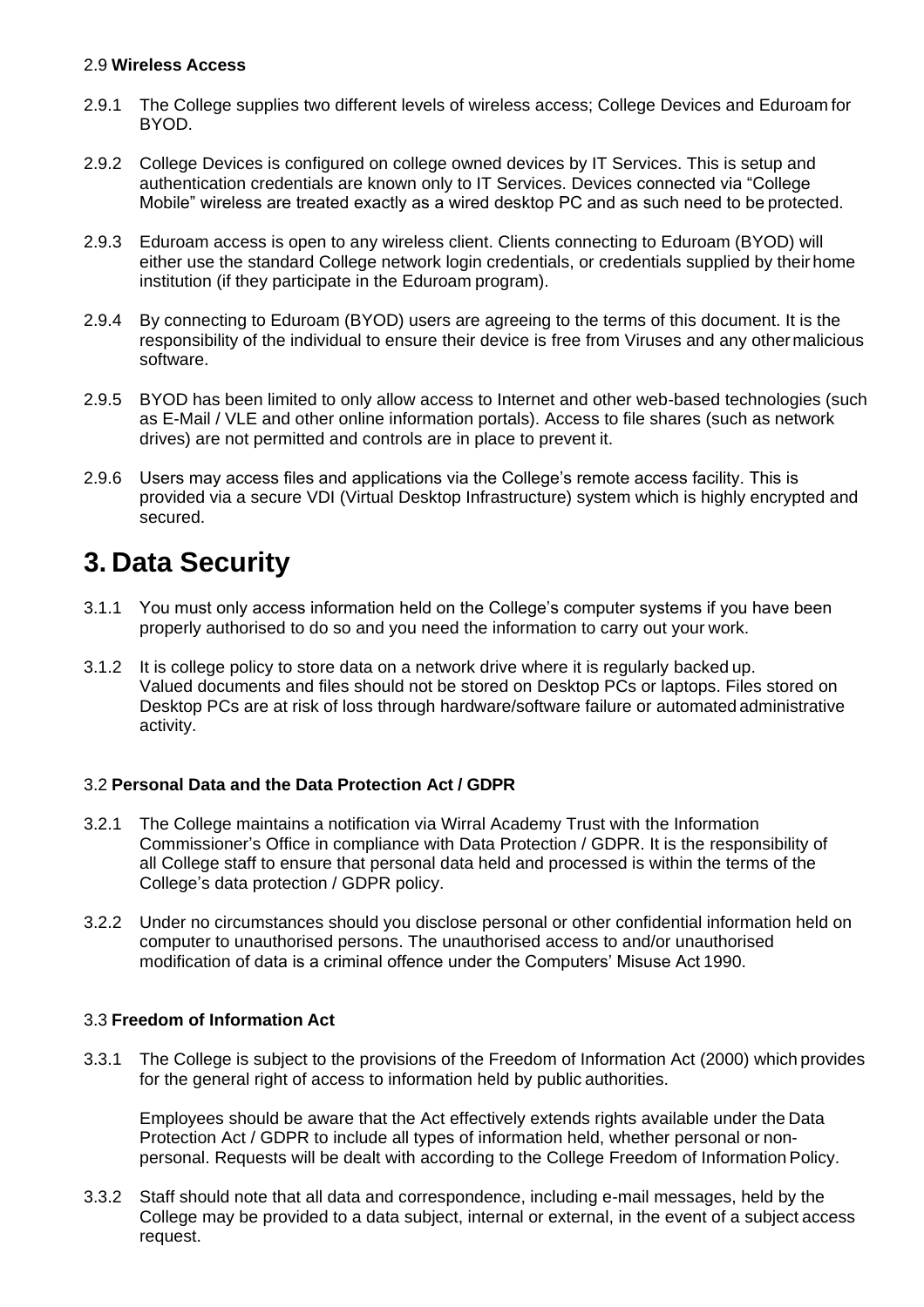### 2.9 **Wireless Access**

2.9.1 The College supplies two different levels of wireless access; College Devices and Eduroam for BYOD.

2.9.2 College Devices is configured on college owned devices by IT Services. This is setup and authentication credentials are known only to IT Services. Devices connected via "College Mobile" wireless are treated exactly as a wired desktop PC and as such need to be protected.

2.9.3 Eduroam access is open to any wireless client. Clients connecting to Eduroam (BYOD) will either use the standard College network login credentials, or credentials supplied by their home institution (if they participate in the Eduroam program).

2.9.4 By connecting to Eduroam (BYOD) users are agreeing to the terms of this document. It is the responsibility of the individual to ensure their device is free from Viruses and any other malicious software.

2.9.5 BYOD has been limited to only allow access to Internet and other web-based technologies (such as E-Mail / VLE and other online information portals). Access to file shares (such as network drives) are not permitted and controls are in place to prevent it.

2.9.6 Users may access files and applications via the College's remote access facility. This is provided via a secure VDI (Virtual Desktop Infrastructure) system which is highly encrypted and secured.

# 3. Data Security

3.1.1 You must only access information held on the College's computer systems if you have been properly authorised to do so and you need the information to carry out your work.

3.1.2 It is college policy to store data on a network drive where it is regularly backed up. Valued documents and files should not be stored on Desktop PCs or laptops. Files stored on Desktop PCs are at risk of loss through hardware/software failure or automated administrative activity.

### 3.2 **Personal Data and the Data Protection Act / GDPR**

3.2.1 The College maintains a notification via Wirral Academy Trust with the Information Commissioner's Office in compliance with Data Protection / GDPR. It is the responsibility of all College staff to ensure that personal data held and processed is within the terms of the College's data protection / GDPR policy.

3.2.2 Under no circumstances should you disclose personal or other confidential information held on computer to unauthorised persons. The unauthorised access to and/or unauthorised modification of data is a criminal offence under the Computers' Misuse Act 1990.

### 3.3 **Freedom of Information Act**

3.3.1 The College is subject to the provisions of the Freedom of Information Act (2000) which provides for the general right of access to information held by public authorities.

Employees should be aware that the Act effectively extends rights available under the Data Protection Act / GDPR to include all types of information held, whether personal or non-personal. Requests will be dealt with according to the College Freedom of Information Policy.

3.3.2 Staff should note that all data and correspondence, including e-mail messages, held by the College may be provided to a data subject, internal or external, in the event of a subject access request.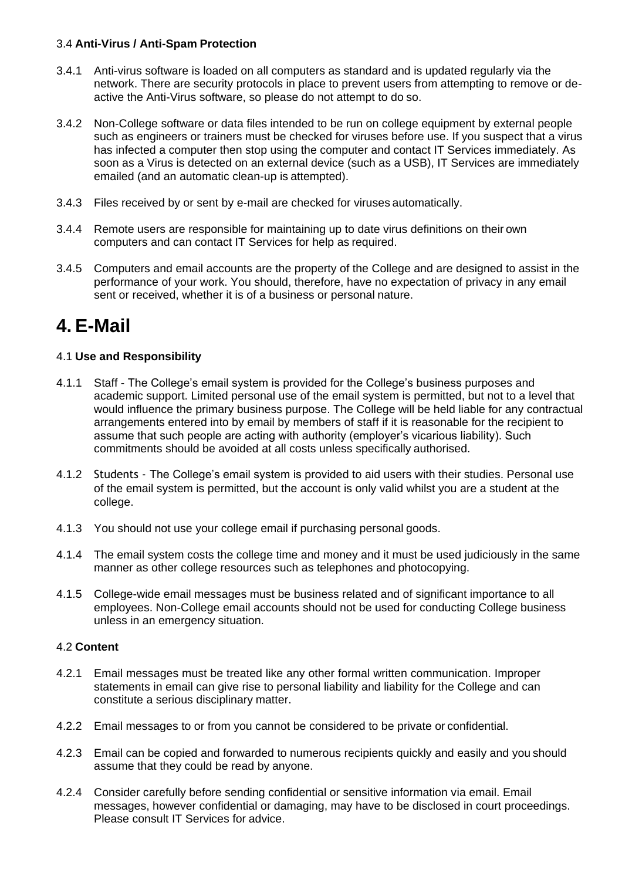### 3.4 **Anti-Virus / Anti-Spam Protection**

3.4.1 Anti-virus software is loaded on all computers as standard and is updated regularly via the network. There are security protocols in place to prevent users from attempting to remove or de-active the Anti-Virus software, so please do not attempt to do so.

3.4.2 Non-College software or data files intended to be run on college equipment by external people such as engineers or trainers must be checked for viruses before use. If you suspect that a virus has infected a computer then stop using the computer and contact IT Services immediately. As soon as a Virus is detected on an external device (such as a USB), IT Services are immediately emailed (and an automatic clean-up is attempted).

3.4.3 Files received by or sent by e-mail are checked for viruses automatically.

3.4.4 Remote users are responsible for maintaining up to date virus definitions on their own computers and can contact IT Services for help as required.

3.4.5 Computers and email accounts are the property of the College and are designed to assist in the performance of your work. You should, therefore, have no expectation of privacy in any email sent or received, whether it is of a business or personal nature.

# 4. E-Mail

### 4.1 **Use and Responsibility**

4.1.1 Staff - The College's email system is provided for the College's business purposes and academic support. Limited personal use of the email system is permitted, but not to a level that would influence the primary business purpose. The College will be held liable for any contractual arrangements entered into by email by members of staff if it is reasonable for the recipient to assume that such people are acting with authority (employer's vicarious liability). Such commitments should be avoided at all costs unless specifically authorised.

4.1.2 Students - The College's email system is provided to aid users with their studies. Personal use of the email system is permitted, but the account is only valid whilst you are a student at the college.

4.1.3 You should not use your college email if purchasing personal goods.

4.1.4 The email system costs the college time and money and it must be used judiciously in the same manner as other college resources such as telephones and photocopying.

4.1.5 College-wide email messages must be business related and of significant importance to all employees. Non-College email accounts should not be used for conducting College business unless in an emergency situation.

### 4.2 **Content**

4.2.1 Email messages must be treated like any other formal written communication. Improper statements in email can give rise to personal liability and liability for the College and can constitute a serious disciplinary matter.

4.2.2 Email messages to or from you cannot be considered to be private or confidential.

4.2.3 Email can be copied and forwarded to numerous recipients quickly and easily and you should assume that they could be read by anyone.

4.2.4 Consider carefully before sending confidential or sensitive information via email. Email messages, however confidential or damaging, may have to be disclosed in court proceedings. Please consult IT Services for advice.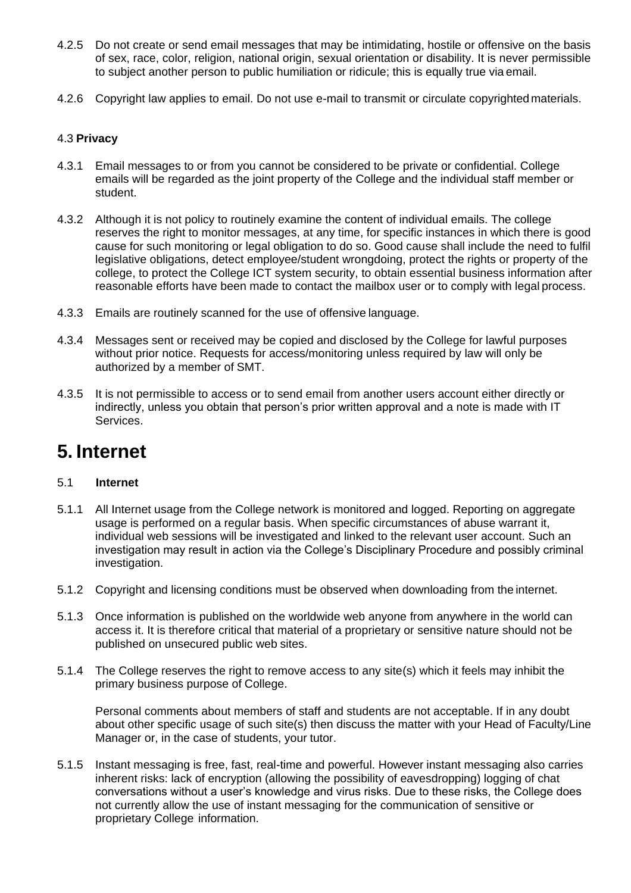4.2.5 Do not create or send email messages that may be intimidating, hostile or offensive on the basis of sex, race, color, religion, national origin, sexual orientation or disability. It is never permissible to subject another person to public humiliation or ridicule; this is equally true via email.

4.2.6 Copyright law applies to email. Do not use e-mail to transmit or circulate copyrighted materials.

### 4.3 **Privacy**

4.3.1 Email messages to or from you cannot be considered to be private or confidential. College emails will be regarded as the joint property of the College and the individual staff member or student.

4.3.2 Although it is not policy to routinely examine the content of individual emails. The college reserves the right to monitor messages, at any time, for specific instances in which there is good cause for such monitoring or legal obligation to do so. Good cause shall include the need to fulfil legislative obligations, detect employee/student wrongdoing, protect the rights or property of the college, to protect the College ICT system security, to obtain essential business information after reasonable efforts have been made to contact the mailbox user or to comply with legal process.

4.3.3 Emails are routinely scanned for the use of offensive language.

4.3.4 Messages sent or received may be copied and disclosed by the College for lawful purposes without prior notice. Requests for access/monitoring unless required by law will only be authorized by a member of SMT.

4.3.5 It is not permissible to access or to send email from another users account either directly or indirectly, unless you obtain that person's prior written approval and a note is made with IT Services.

# 5. Internet

### 5.1 **Internet**

5.1.1 All Internet usage from the College network is monitored and logged. Reporting on aggregate usage is performed on a regular basis. When specific circumstances of abuse warrant it, individual web sessions will be investigated and linked to the relevant user account. Such an investigation may result in action via the College's Disciplinary Procedure and possibly criminal investigation.

5.1.2 Copyright and licensing conditions must be observed when downloading from the internet.

5.1.3 Once information is published on the worldwide web anyone from anywhere in the world can access it. It is therefore critical that material of a proprietary or sensitive nature should not be published on unsecured public web sites.

5.1.4 The College reserves the right to remove access to any site(s) which it feels may inhibit the primary business purpose of College.

Personal comments about members of staff and students are not acceptable. If in any doubt about other specific usage of such site(s) then discuss the matter with your Head of Faculty/Line Manager or, in the case of students, your tutor.

5.1.5 Instant messaging is free, fast, real-time and powerful. However instant messaging also carries inherent risks: lack of encryption (allowing the possibility of eavesdropping) logging of chat conversations without a user's knowledge and virus risks. Due to these risks, the College does not currently allow the use of instant messaging for the communication of sensitive or proprietary College information.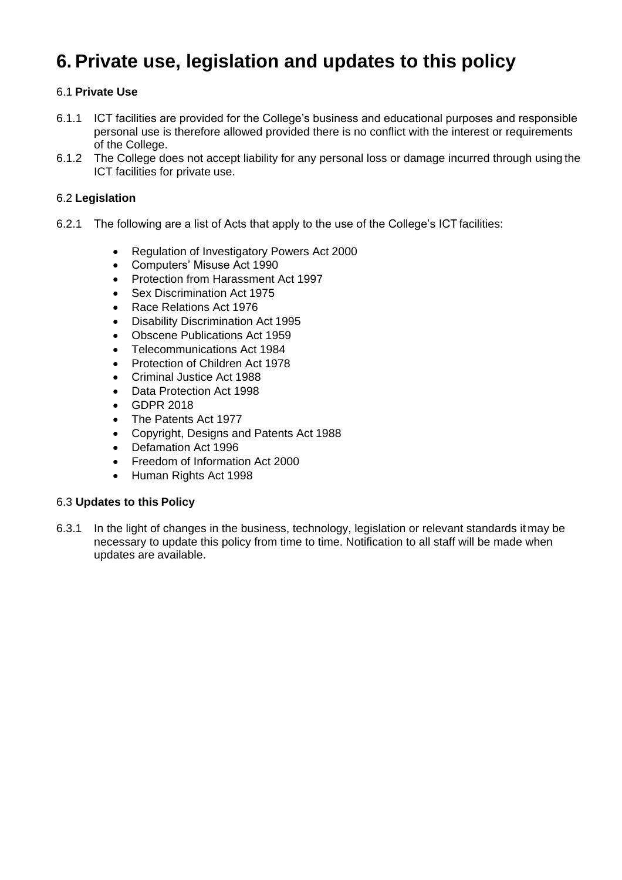# 6. Private use, legislation and updates to this policy

## 6.1 **Private Use**

6.1.1 ICT facilities are provided for the College's business and educational purposes and responsible personal use is therefore allowed provided there is no conflict with the interest or requirements of the College.

6.1.2 The College does not accept liability for any personal loss or damage incurred through using the ICT facilities for private use.

## 6.2 **Legislation**

6.2.1 The following are a list of Acts that apply to the use of the College's ICT facilities:

- Regulation of Investigatory Powers Act 2000
- Computers' Misuse Act 1990
- Protection from Harassment Act 1997
- Sex Discrimination Act 1975
- Race Relations Act 1976
- Disability Discrimination Act 1995
- Obscene Publications Act 1959
- Telecommunications Act 1984
- Protection of Children Act 1978
- Criminal Justice Act 1988
- Data Protection Act 1998
- GDPR 2018
- The Patents Act 1977
- Copyright, Designs and Patents Act 1988
- Defamation Act 1996
- Freedom of Information Act 2000
- Human Rights Act 1998

## 6.3 **Updates to this Policy**

6.3.1 In the light of changes in the business, technology, legislation or relevant standards it may be necessary to update this policy from time to time. Notification to all staff will be made when updates are available.